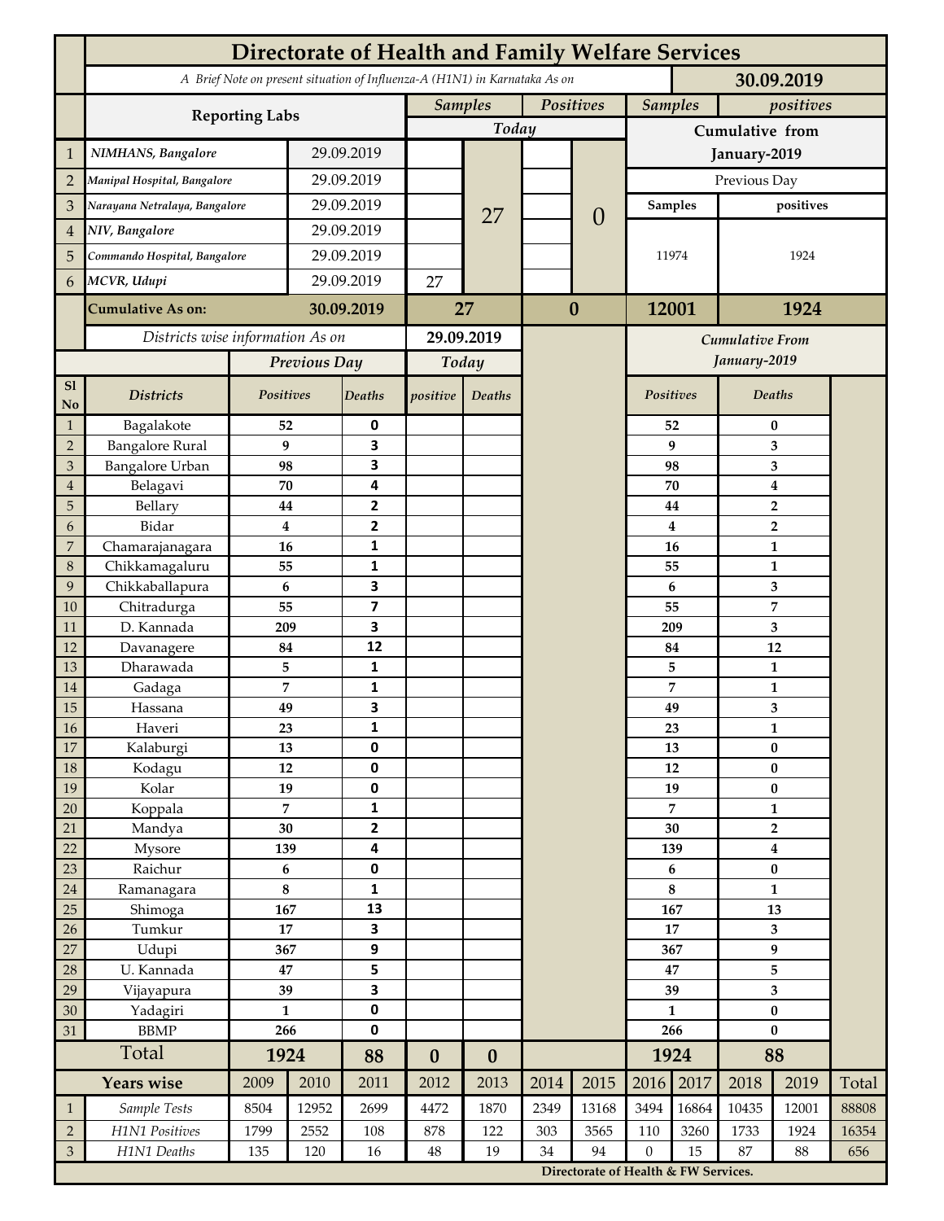# Directorate of Health and Family Welfare Services

*A Brief Note on present situation of Influenza-A (H1N1) in Karnataka As on* **30.09.2019**

| | Reporting Labs | | Samples Today | | Positives Today | | Samples (Cumulative from January-2019) | positives (Cumulative from January-2019) |
|---|---|---|---|---|---|---|---|---|
| 1 | *NIMHANS, Bangalore* | 29.09.2019 | | 27 | | 0 | Previous Day | |
| 2 | *Manipal Hospital, Bangalore* | 29.09.2019 | | | | | Samples | positives |
| 3 | *Narayana Netralaya, Bangalore* | 29.09.2019 | | | | | 11974 | 1924 |
| 4 | *NIV, Bangalore* | 29.09.2019 | | | | | | |
| 5 | *Commando Hospital, Bangalore* | 29.09.2019 | | | | | | |
| 6 | *MCVR, Udupi* | 29.09.2019 | 27 | | | | | |
| | **Cumulative As on:** | **30.09.2019** | **27** | | **0** | | **12001** | **1924** |

*Districts wise information As on* **29.09.2019**

| Sl No | Districts | Previous Day Positives | Previous Day Deaths | Today positive | Today Deaths | Cumulative From January-2019 Positives | Cumulative From January-2019 Deaths |
|---|---|---|---|---|---|---|---|
| 1 | Bagalakote | 52 | 0 | | | 52 | 0 |
| 2 | Bangalore Rural | 9 | 3 | | | 9 | 3 |
| 3 | Bangalore Urban | 98 | 3 | | | 98 | 3 |
| 4 | Belagavi | 70 | 4 | | | 70 | 4 |
| 5 | Bellary | 44 | 2 | | | 44 | 2 |
| 6 | Bidar | 4 | 2 | | | 4 | 2 |
| 7 | Chamarajanagara | 16 | 1 | | | 16 | 1 |
| 8 | Chikkamagaluru | 55 | 1 | | | 55 | 1 |
| 9 | Chikkaballapura | 6 | 3 | | | 6 | 3 |
| 10 | Chitradurga | 55 | 7 | | | 55 | 7 |
| 11 | D. Kannada | 209 | 3 | | | 209 | 3 |
| 12 | Davanagere | 84 | 12 | | | 84 | 12 |
| 13 | Dharawada | 5 | 1 | | | 5 | 1 |
| 14 | Gadaga | 7 | 1 | | | 7 | 1 |
| 15 | Hassana | 49 | 3 | | | 49 | 3 |
| 16 | Haveri | 23 | 1 | | | 23 | 1 |
| 17 | Kalaburgi | 13 | 0 | | | 13 | 0 |
| 18 | Kodagu | 12 | 0 | | | 12 | 0 |
| 19 | Kolar | 19 | 0 | | | 19 | 0 |
| 20 | Koppala | 7 | 1 | | | 7 | 1 |
| 21 | Mandya | 30 | 2 | | | 30 | 2 |
| 22 | Mysore | 139 | 4 | | | 139 | 4 |
| 23 | Raichur | 6 | 0 | | | 6 | 0 |
| 24 | Ramanagara | 8 | 1 | | | 8 | 1 |
| 25 | Shimoga | 167 | 13 | | | 167 | 13 |
| 26 | Tumkur | 17 | 3 | | | 17 | 3 |
| 27 | Udupi | 367 | 9 | | | 367 | 9 |
| 28 | U. Kannada | 47 | 5 | | | 47 | 5 |
| 29 | Vijayapura | 39 | 3 | | | 39 | 3 |
| 30 | Yadagiri | 1 | 0 | | | 1 | 0 |
| 31 | BBMP | 266 | 0 | | | 266 | 0 |
| | **Total** | **1924** | **88** | **0** | **0** | **1924** | **88** |

| | Years wise | 2009 | 2010 | 2011 | 2012 | 2013 | 2014 | 2015 | 2016 | 2017 | 2018 | 2019 | Total |
|---|---|---|---|---|---|---|---|---|---|---|---|---|---|
| 1 | *Sample Tests* | 8504 | 12952 | 2699 | 4472 | 1870 | 2349 | 13168 | 3494 | 16864 | 10435 | 12001 | 88808 |
| 2 | *H1N1 Positives* | 1799 | 2552 | 108 | 878 | 122 | 303 | 3565 | 110 | 3260 | 1733 | 1924 | 16354 |
| 3 | *H1N1 Deaths* | 135 | 120 | 16 | 48 | 19 | 34 | 94 | 0 | 15 | 87 | 88 | 656 |

**Directorate of Health & FW Services.**